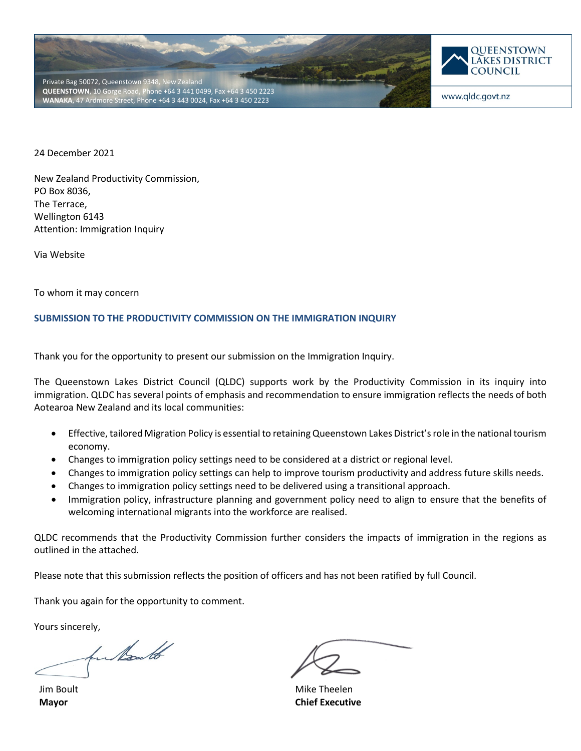Private Bag 50072, Queenstown 9348, New Zealand
**QUEENSTOWN**, 10 Gorge Road, Phone +64 3 441 0499, Fax +64 3 450 2223
**WANAKA**, 47 Ardmore Street, Phone +64 3 443 0024, Fax +64 3 450 2223

QUEENSTOWN LAKES DISTRICT COUNCIL

www.qldc.govt.nz

24 December 2021

New Zealand Productivity Commission,
PO Box 8036,
The Terrace,
Wellington 6143
Attention: Immigration Inquiry

Via Website

To whom it may concern

## SUBMISSION TO THE PRODUCTIVITY COMMISSION ON THE IMMIGRATION INQUIRY

Thank you for the opportunity to present our submission on the Immigration Inquiry.

The Queenstown Lakes District Council (QLDC) supports work by the Productivity Commission in its inquiry into immigration. QLDC has several points of emphasis and recommendation to ensure immigration reflects the needs of both Aotearoa New Zealand and its local communities:

- Effective, tailored Migration Policy is essential to retaining Queenstown Lakes District's role in the national tourism economy.
- Changes to immigration policy settings need to be considered at a district or regional level.
- Changes to immigration policy settings can help to improve tourism productivity and address future skills needs.
- Changes to immigration policy settings need to be delivered using a transitional approach.
- Immigration policy, infrastructure planning and government policy need to align to ensure that the benefits of welcoming international migrants into the workforce are realised.

QLDC recommends that the Productivity Commission further considers the impacts of immigration in the regions as outlined in the attached.

Please note that this submission reflects the position of officers and has not been ratified by full Council.

Thank you again for the opportunity to comment.

Yours sincerely,

Jim Boult
**Mayor**

Mike Theelen
**Chief Executive**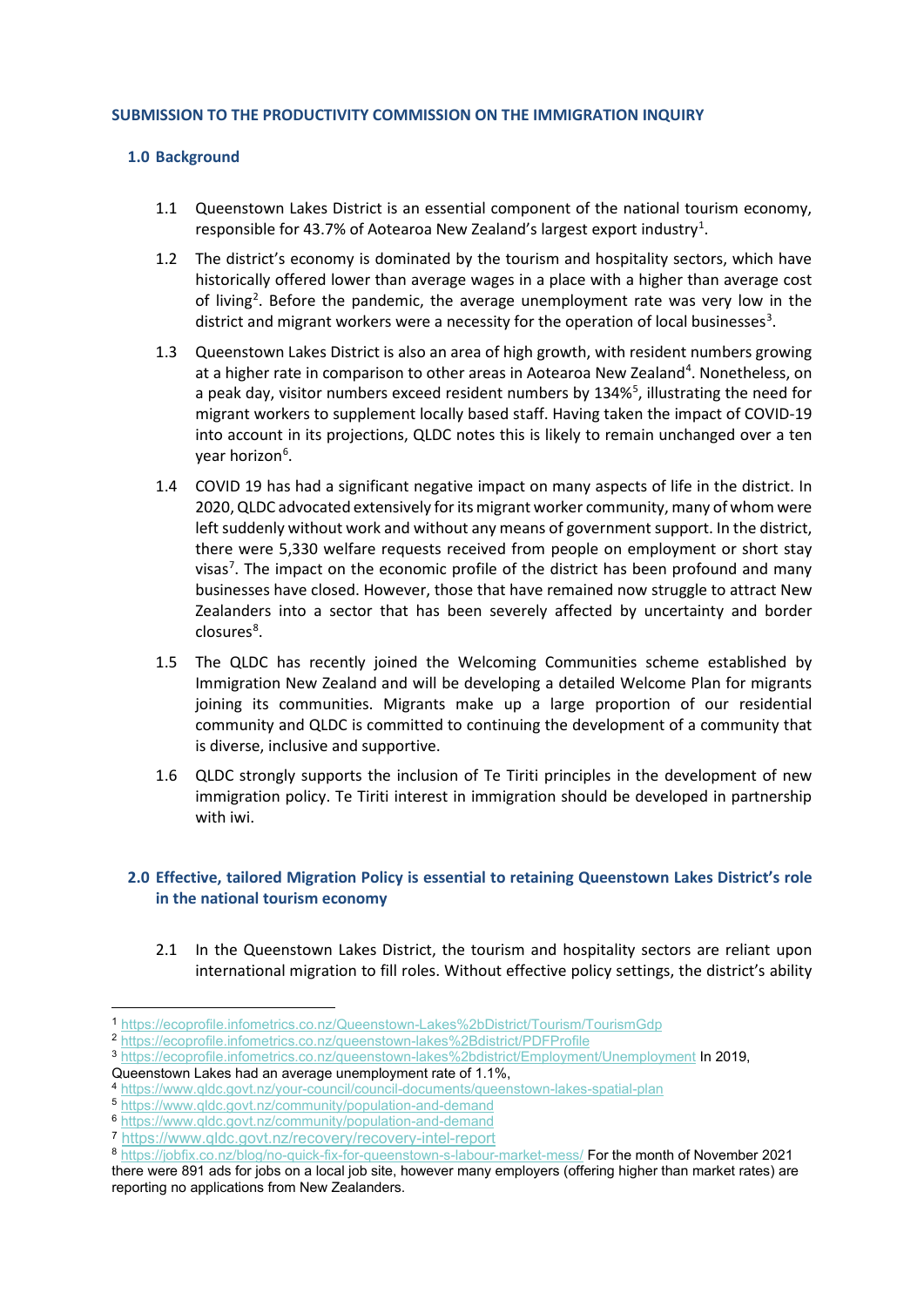## SUBMISSION TO THE PRODUCTIVITY COMMISSION ON THE IMMIGRATION INQUIRY

### 1.0 Background

1.1 Queenstown Lakes District is an essential component of the national tourism economy, responsible for 43.7% of Aotearoa New Zealand's largest export industry[1].

1.2 The district's economy is dominated by the tourism and hospitality sectors, which have historically offered lower than average wages in a place with a higher than average cost of living[2]. Before the pandemic, the average unemployment rate was very low in the district and migrant workers were a necessity for the operation of local businesses[3].

1.3 Queenstown Lakes District is also an area of high growth, with resident numbers growing at a higher rate in comparison to other areas in Aotearoa New Zealand[4]. Nonetheless, on a peak day, visitor numbers exceed resident numbers by 134%[5], illustrating the need for migrant workers to supplement locally based staff. Having taken the impact of COVID-19 into account in its projections, QLDC notes this is likely to remain unchanged over a ten year horizon[6].

1.4 COVID 19 has had a significant negative impact on many aspects of life in the district. In 2020, QLDC advocated extensively for its migrant worker community, many of whom were left suddenly without work and without any means of government support. In the district, there were 5,330 welfare requests received from people on employment or short stay visas[7]. The impact on the economic profile of the district has been profound and many businesses have closed. However, those that have remained now struggle to attract New Zealanders into a sector that has been severely affected by uncertainty and border closures[8].

1.5 The QLDC has recently joined the Welcoming Communities scheme established by Immigration New Zealand and will be developing a detailed Welcome Plan for migrants joining its communities. Migrants make up a large proportion of our residential community and QLDC is committed to continuing the development of a community that is diverse, inclusive and supportive.

1.6 QLDC strongly supports the inclusion of Te Tiriti principles in the development of new immigration policy. Te Tiriti interest in immigration should be developed in partnership with iwi.

### 2.0 Effective, tailored Migration Policy is essential to retaining Queenstown Lakes District's role in the national tourism economy

2.1 In the Queenstown Lakes District, the tourism and hospitality sectors are reliant upon international migration to fill roles. Without effective policy settings, the district's ability

---

[1] https://ecoprofile.infometrics.co.nz/Queenstown-Lakes%2bDistrict/Tourism/TourismGdp

[2] https://ecoprofile.infometrics.co.nz/queenstown-lakes%2Bdistrict/PDFProfile

[3] https://ecoprofile.infometrics.co.nz/queenstown-lakes%2bdistrict/Employment/Unemployment In 2019, Queenstown Lakes had an average unemployment rate of 1.1%,

[4] https://www.qldc.govt.nz/your-council/council-documents/queenstown-lakes-spatial-plan

[5] https://www.qldc.govt.nz/community/population-and-demand

[6] https://www.qldc.govt.nz/community/population-and-demand

[7] https://www.qldc.govt.nz/recovery/recovery-intel-report

[8] https://jobfix.co.nz/blog/no-quick-fix-for-queenstown-s-labour-market-mess/ For the month of November 2021 there were 891 ads for jobs on a local job site, however many employers (offering higher than market rates) are reporting no applications from New Zealanders.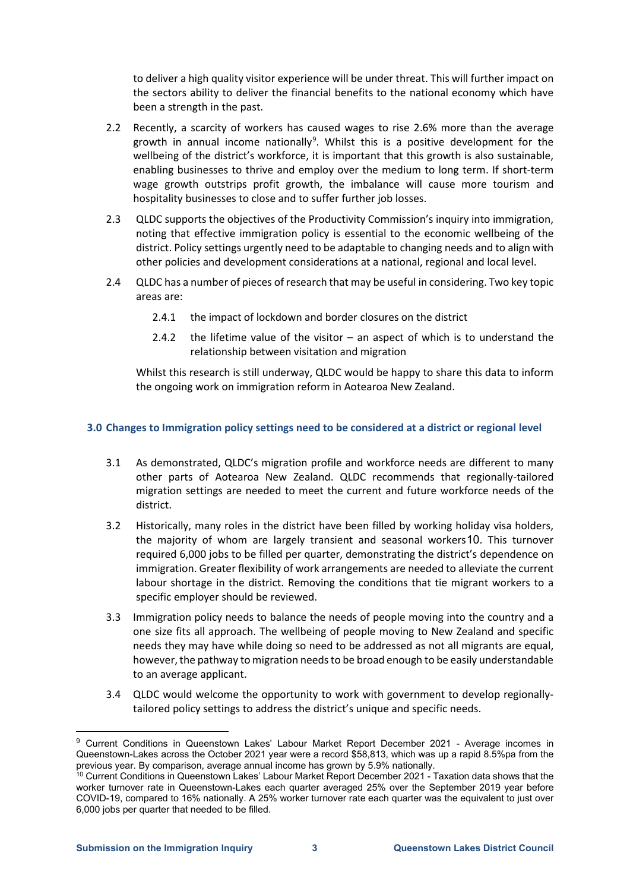to deliver a high quality visitor experience will be under threat. This will further impact on the sectors ability to deliver the financial benefits to the national economy which have been a strength in the past.

2.2 Recently, a scarcity of workers has caused wages to rise 2.6% more than the average growth in annual income nationally[9]. Whilst this is a positive development for the wellbeing of the district's workforce, it is important that this growth is also sustainable, enabling businesses to thrive and employ over the medium to long term. If short-term wage growth outstrips profit growth, the imbalance will cause more tourism and hospitality businesses to close and to suffer further job losses.

2.3 QLDC supports the objectives of the Productivity Commission's inquiry into immigration, noting that effective immigration policy is essential to the economic wellbeing of the district. Policy settings urgently need to be adaptable to changing needs and to align with other policies and development considerations at a national, regional and local level.

2.4 QLDC has a number of pieces of research that may be useful in considering. Two key topic areas are:

2.4.1 the impact of lockdown and border closures on the district

2.4.2 the lifetime value of the visitor – an aspect of which is to understand the relationship between visitation and migration

Whilst this research is still underway, QLDC would be happy to share this data to inform the ongoing work on immigration reform in Aotearoa New Zealand.

### 3.0 Changes to Immigration policy settings need to be considered at a district or regional level

3.1 As demonstrated, QLDC's migration profile and workforce needs are different to many other parts of Aotearoa New Zealand. QLDC recommends that regionally-tailored migration settings are needed to meet the current and future workforce needs of the district.

3.2 Historically, many roles in the district have been filled by working holiday visa holders, the majority of whom are largely transient and seasonal workers[10]. This turnover required 6,000 jobs to be filled per quarter, demonstrating the district's dependence on immigration. Greater flexibility of work arrangements are needed to alleviate the current labour shortage in the district. Removing the conditions that tie migrant workers to a specific employer should be reviewed.

3.3 Immigration policy needs to balance the needs of people moving into the country and a one size fits all approach. The wellbeing of people moving to New Zealand and specific needs they may have while doing so need to be addressed as not all migrants are equal, however, the pathway to migration needs to be broad enough to be easily understandable to an average applicant.

3.4 QLDC would welcome the opportunity to work with government to develop regionally-tailored policy settings to address the district's unique and specific needs.

---

[9] Current Conditions in Queenstown Lakes' Labour Market Report December 2021 - Average incomes in Queenstown-Lakes across the October 2021 year were a record $58,813, which was up a rapid 8.5%pa from the previous year. By comparison, average annual income has grown by 5.9% nationally.

[10] Current Conditions in Queenstown Lakes' Labour Market Report December 2021 - Taxation data shows that the worker turnover rate in Queenstown-Lakes each quarter averaged 25% over the September 2019 year before COVID-19, compared to 16% nationally. A 25% worker turnover rate each quarter was the equivalent to just over 6,000 jobs per quarter that needed to be filled.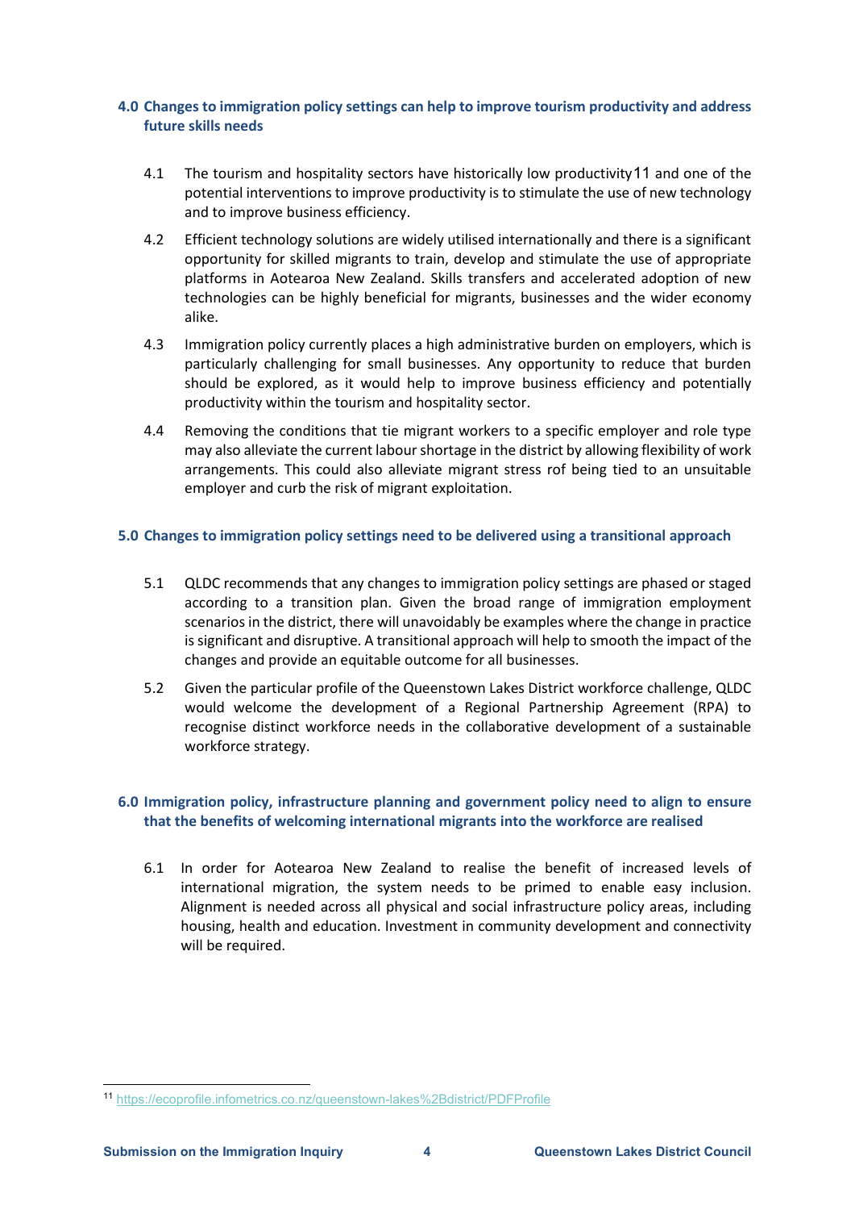## 4.0 Changes to immigration policy settings can help to improve tourism productivity and address future skills needs

4.1 The tourism and hospitality sectors have historically low productivity[11] and one of the potential interventions to improve productivity is to stimulate the use of new technology and to improve business efficiency.

4.2 Efficient technology solutions are widely utilised internationally and there is a significant opportunity for skilled migrants to train, develop and stimulate the use of appropriate platforms in Aotearoa New Zealand. Skills transfers and accelerated adoption of new technologies can be highly beneficial for migrants, businesses and the wider economy alike.

4.3 Immigration policy currently places a high administrative burden on employers, which is particularly challenging for small businesses. Any opportunity to reduce that burden should be explored, as it would help to improve business efficiency and potentially productivity within the tourism and hospitality sector.

4.4 Removing the conditions that tie migrant workers to a specific employer and role type may also alleviate the current labour shortage in the district by allowing flexibility of work arrangements. This could also alleviate migrant stress rof being tied to an unsuitable employer and curb the risk of migrant exploitation.

## 5.0 Changes to immigration policy settings need to be delivered using a transitional approach

5.1 QLDC recommends that any changes to immigration policy settings are phased or staged according to a transition plan. Given the broad range of immigration employment scenarios in the district, there will unavoidably be examples where the change in practice is significant and disruptive. A transitional approach will help to smooth the impact of the changes and provide an equitable outcome for all businesses.

5.2 Given the particular profile of the Queenstown Lakes District workforce challenge, QLDC would welcome the development of a Regional Partnership Agreement (RPA) to recognise distinct workforce needs in the collaborative development of a sustainable workforce strategy.

## 6.0 Immigration policy, infrastructure planning and government policy need to align to ensure that the benefits of welcoming international migrants into the workforce are realised

6.1 In order for Aotearoa New Zealand to realise the benefit of increased levels of international migration, the system needs to be primed to enable easy inclusion. Alignment is needed across all physical and social infrastructure policy areas, including housing, health and education. Investment in community development and connectivity will be required.

---

[11] https://ecoprofile.infometrics.co.nz/queenstown-lakes%2Bdistrict/PDFProfile